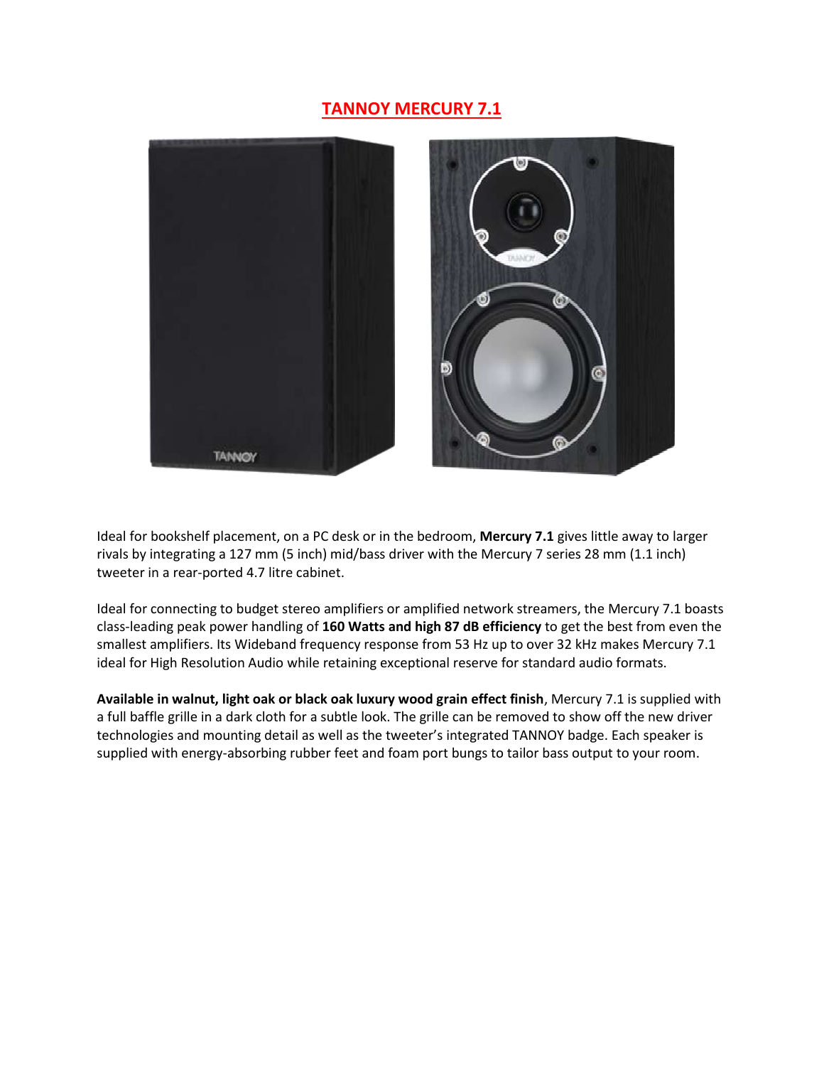# TANNOY MERCURY 7.1

Ideal for bookshelf placement, on a PC desk or in the bedroom, **Mercury 7.1** gives little away to larger rivals by integrating a 127 mm (5 inch) mid/bass driver with the Mercury 7 series 28 mm (1.1 inch) tweeter in a rear-ported 4.7 litre cabinet.

Ideal for connecting to budget stereo amplifiers or amplified network streamers, the Mercury 7.1 boasts class-leading peak power handling of **160 Watts and high 87 dB efficiency** to get the best from even the smallest amplifiers. Its Wideband frequency response from 53 Hz up to over 32 kHz makes Mercury 7.1 ideal for High Resolution Audio while retaining exceptional reserve for standard audio formats.

**Available in walnut, light oak or black oak luxury wood grain effect finish**, Mercury 7.1 is supplied with a full baffle grille in a dark cloth for a subtle look. The grille can be removed to show off the new driver technologies and mounting detail as well as the tweeter's integrated TANNOY badge. Each speaker is supplied with energy-absorbing rubber feet and foam port bungs to tailor bass output to your room.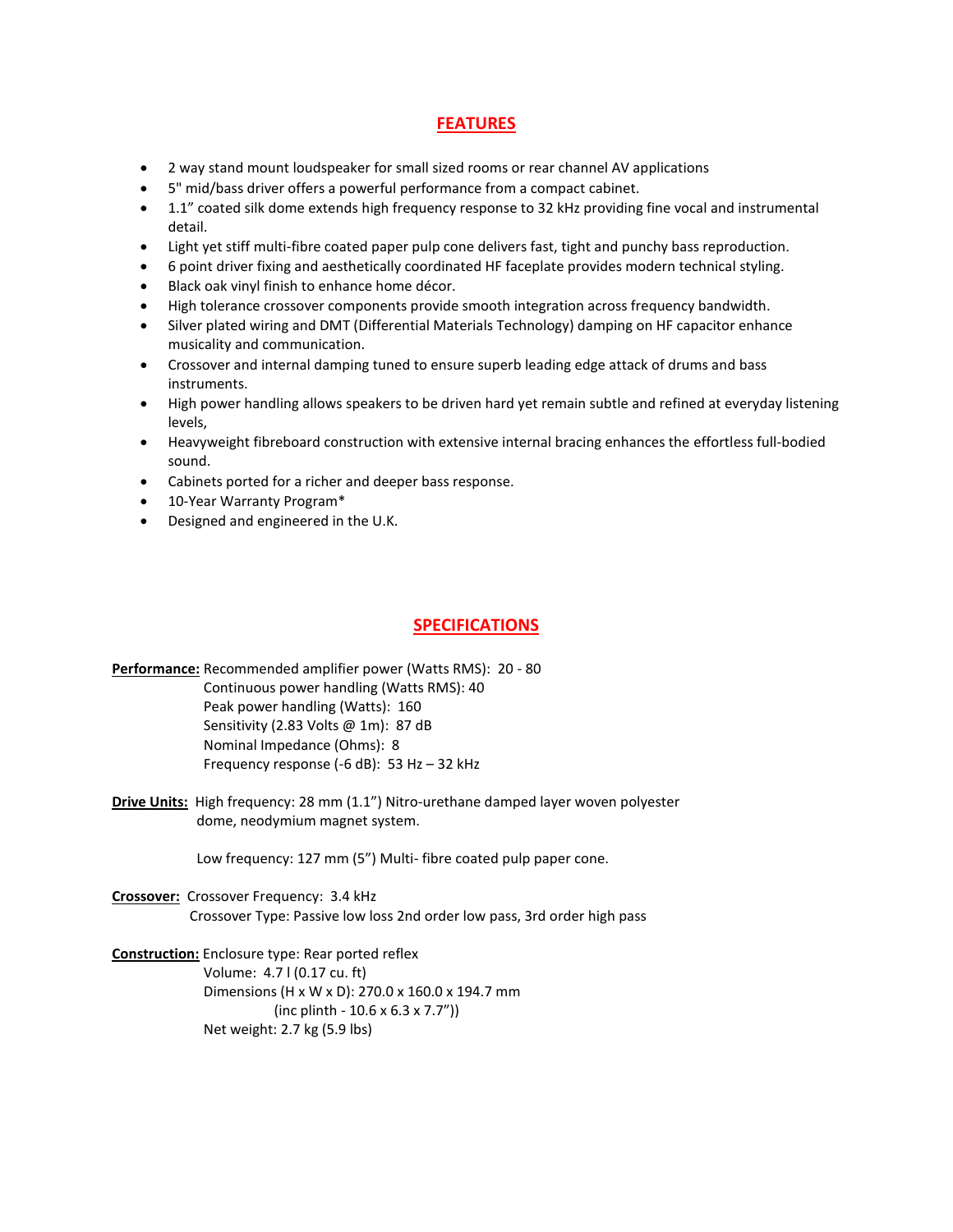## FEATURES

- 2 way stand mount loudspeaker for small sized rooms or rear channel AV applications
- 5" mid/bass driver offers a powerful performance from a compact cabinet.
- 1.1" coated silk dome extends high frequency response to 32 kHz providing fine vocal and instrumental detail.
- Light yet stiff multi-fibre coated paper pulp cone delivers fast, tight and punchy bass reproduction.
- 6 point driver fixing and aesthetically coordinated HF faceplate provides modern technical styling.
- Black oak vinyl finish to enhance home décor.
- High tolerance crossover components provide smooth integration across frequency bandwidth.
- Silver plated wiring and DMT (Differential Materials Technology) damping on HF capacitor enhance musicality and communication.
- Crossover and internal damping tuned to ensure superb leading edge attack of drums and bass instruments.
- High power handling allows speakers to be driven hard yet remain subtle and refined at everyday listening levels,
- Heavyweight fibreboard construction with extensive internal bracing enhances the effortless full-bodied sound.
- Cabinets ported for a richer and deeper bass response.
- 10-Year Warranty Program*
- Designed and engineered in the U.K.

## SPECIFICATIONS

**Performance:** Recommended amplifier power (Watts RMS): 20 - 80
Continuous power handling (Watts RMS): 40
Peak power handling (Watts): 160
Sensitivity (2.83 Volts @ 1m): 87 dB
Nominal Impedance (Ohms): 8
Frequency response (-6 dB): 53 Hz – 32 kHz

**Drive Units:** High frequency: 28 mm (1.1") Nitro-urethane damped layer woven polyester dome, neodymium magnet system.

Low frequency: 127 mm (5") Multi- fibre coated pulp paper cone.

**Crossover:** Crossover Frequency: 3.4 kHz
Crossover Type: Passive low loss 2nd order low pass, 3rd order high pass

**Construction:** Enclosure type: Rear ported reflex
Volume: 4.7 l (0.17 cu. ft)
Dimensions (H x W x D): 270.0 x 160.0 x 194.7 mm
(inc plinth - 10.6 x 6.3 x 7.7"))
Net weight: 2.7 kg (5.9 lbs)